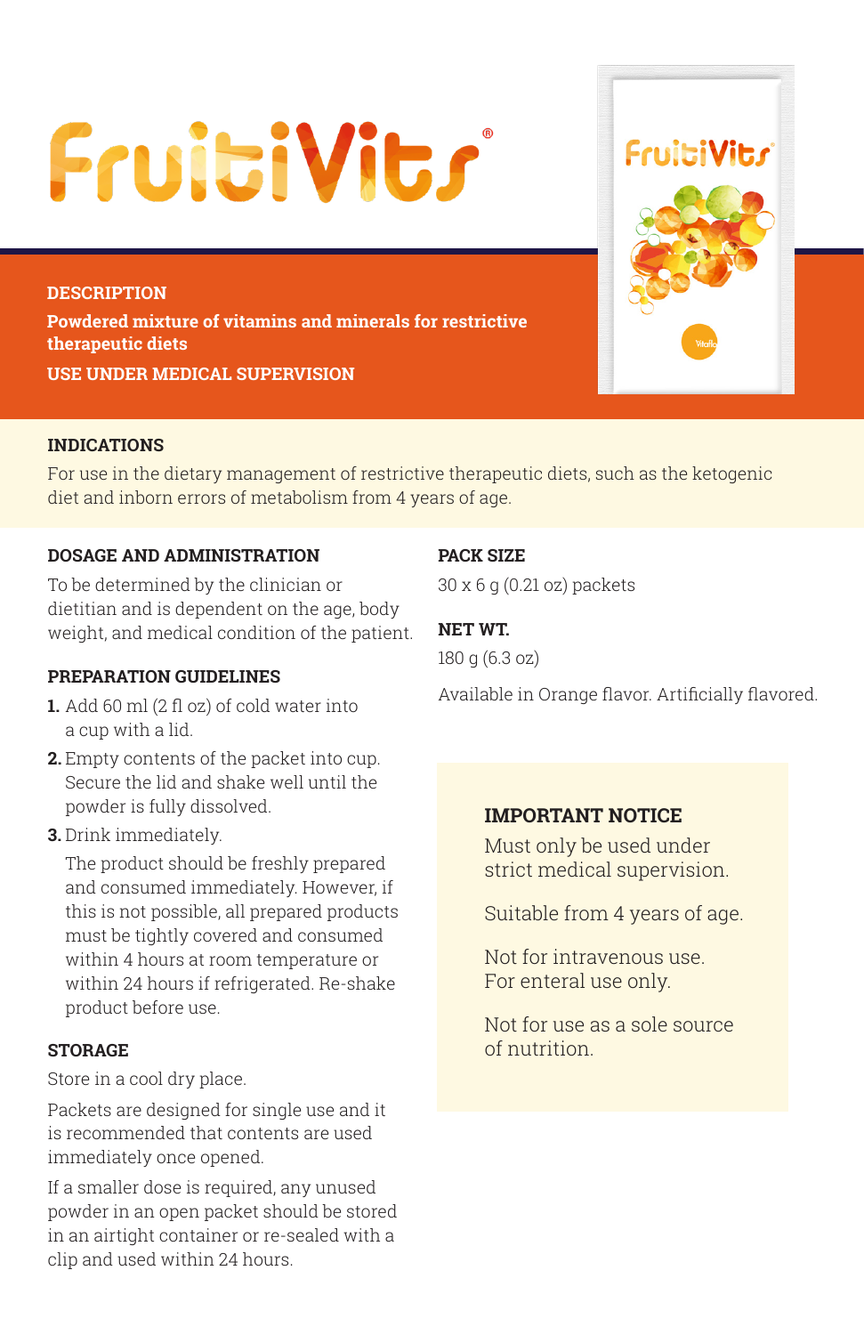# FruitiVits®

**DESCRIPTION**

**Powdered mixture of vitamins and minerals for restrictive therapeutic diets**

**USE UNDER MEDICAL SUPERVISION**

**INDICATIONS**

For use in the dietary management of restrictive therapeutic diets, such as the ketogenic diet and inborn errors of metabolism from 4 years of age.

**DOSAGE AND ADMINISTRATION**

To be determined by the clinician or dietitian and is dependent on the age, body weight, and medical condition of the patient.

**PREPARATION GUIDELINES**

1. Add 60 ml (2 fl oz) of cold water into a cup with a lid.
2. Empty contents of the packet into cup. Secure the lid and shake well until the powder is fully dissolved.
3. Drink immediately.

   The product should be freshly prepared and consumed immediately. However, if this is not possible, all prepared products must be tightly covered and consumed within 4 hours at room temperature or within 24 hours if refrigerated. Re-shake product before use.

**STORAGE**

Store in a cool dry place.

Packets are designed for single use and it is recommended that contents are used immediately once opened.

If a smaller dose is required, any unused powder in an open packet should be stored in an airtight container or re-sealed with a clip and used within 24 hours.

**PACK SIZE**

30 x 6 g (0.21 oz) packets

**NET WT.**

180 g (6.3 oz)

Available in Orange flavor. Artificially flavored.

**IMPORTANT NOTICE**

Must only be used under strict medical supervision.

Suitable from 4 years of age.

Not for intravenous use.
For enteral use only.

Not for use as a sole source of nutrition.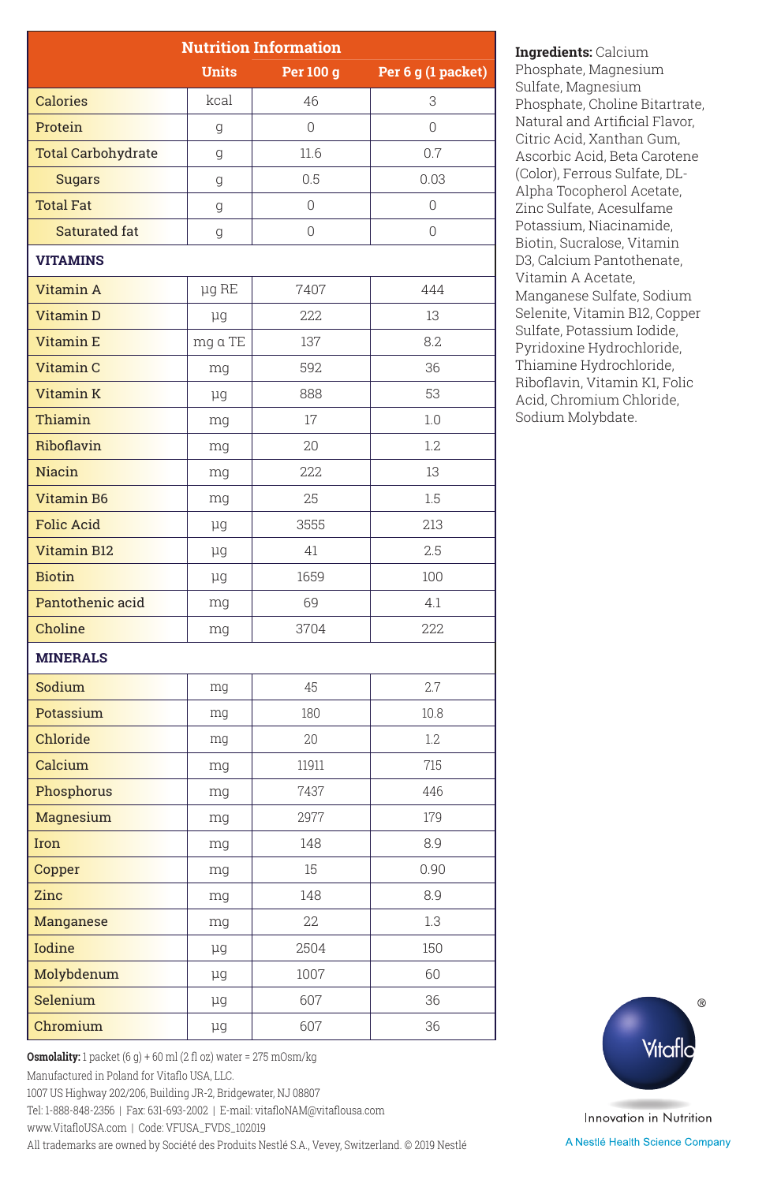| Nutrition Information | Units | Per 100 g | Per 6 g (1 packet) |
|---|---|---|---|
| Calories | kcal | 46 | 3 |
| Protein | g | 0 | 0 |
| Total Carbohydrate | g | 11.6 | 0.7 |
| Sugars | g | 0.5 | 0.03 |
| Total Fat | g | 0 | 0 |
| Saturated fat | g | 0 | 0 |
| **VITAMINS** | | | |
| Vitamin A | µg RE | 7407 | 444 |
| Vitamin D | µg | 222 | 13 |
| Vitamin E | mg α TE | 137 | 8.2 |
| Vitamin C | mg | 592 | 36 |
| Vitamin K | µg | 888 | 53 |
| Thiamin | mg | 17 | 1.0 |
| Riboflavin | mg | 20 | 1.2 |
| Niacin | mg | 222 | 13 |
| Vitamin B6 | mg | 25 | 1.5 |
| Folic Acid | µg | 3555 | 213 |
| Vitamin B12 | µg | 41 | 2.5 |
| Biotin | µg | 1659 | 100 |
| Pantothenic acid | mg | 69 | 4.1 |
| Choline | mg | 3704 | 222 |
| **MINERALS** | | | |
| Sodium | mg | 45 | 2.7 |
| Potassium | mg | 180 | 10.8 |
| Chloride | mg | 20 | 1.2 |
| Calcium | mg | 11911 | 715 |
| Phosphorus | mg | 7437 | 446 |
| Magnesium | mg | 2977 | 179 |
| Iron | mg | 148 | 8.9 |
| Copper | mg | 15 | 0.90 |
| Zinc | mg | 148 | 8.9 |
| Manganese | mg | 22 | 1.3 |
| Iodine | µg | 2504 | 150 |
| Molybdenum | µg | 1007 | 60 |
| Selenium | µg | 607 | 36 |
| Chromium | µg | 607 | 36 |

**Ingredients:** Calcium Phosphate, Magnesium Sulfate, Magnesium Phosphate, Choline Bitartrate, Natural and Artificial Flavor, Citric Acid, Xanthan Gum, Ascorbic Acid, Beta Carotene (Color), Ferrous Sulfate, DL-Alpha Tocopherol Acetate, Zinc Sulfate, Acesulfame Potassium, Niacinamide, Biotin, Sucralose, Vitamin D3, Calcium Pantothenate, Vitamin A Acetate, Manganese Sulfate, Sodium Selenite, Vitamin B12, Copper Sulfate, Potassium Iodide, Pyridoxine Hydrochloride, Thiamine Hydrochloride, Riboflavin, Vitamin K1, Folic Acid, Chromium Chloride, Sodium Molybdate.

**Osmolality:** 1 packet (6 g) + 60 ml (2 fl oz) water = 275 mOsm/kg

Manufactured in Poland for Vitaflo USA, LLC.

1007 US Highway 202/206, Building JR-2, Bridgewater, NJ 08807

Tel: 1-888-848-2356 | Fax: 631-693-2002 | E-mail: vitafloNAM@vitaflousa.com

www.VitafloUSA.com | Code: VFUSA_FVDS_102019

All trademarks are owned by Société des Produits Nestlé S.A., Vevey, Switzerland. © 2019 Nestlé

Vitaflo®

Innovation in Nutrition

A Nestlé Health Science Company